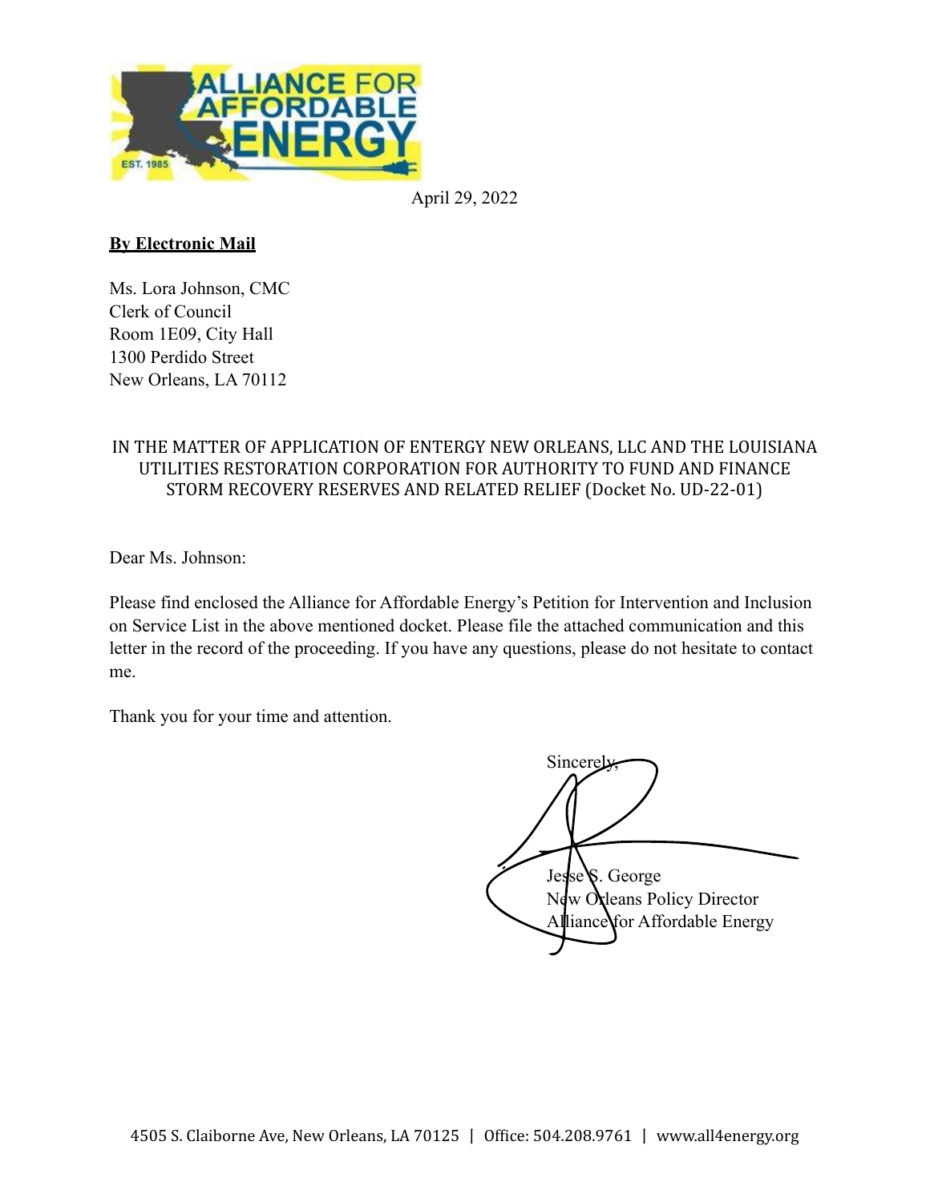ALLIANCE FOR AFFORDABLE ENERGY
EST. 1985

April 29, 2022

**By Electronic Mail**

Ms. Lora Johnson, CMC
Clerk of Council
Room 1E09, City Hall
1300 Perdido Street
New Orleans, LA 70112

IN THE MATTER OF APPLICATION OF ENTERGY NEW ORLEANS, LLC AND THE LOUISIANA UTILITIES RESTORATION CORPORATION FOR AUTHORITY TO FUND AND FINANCE STORM RECOVERY RESERVES AND RELATED RELIEF (Docket No. UD-22-01)

Dear Ms. Johnson:

Please find enclosed the Alliance for Affordable Energy's Petition for Intervention and Inclusion on Service List in the above mentioned docket. Please file the attached communication and this letter in the record of the proceeding. If you have any questions, please do not hesitate to contact me.

Thank you for your time and attention.

Sincerely,

Jesse S. George
New Orleans Policy Director
Alliance for Affordable Energy

4505 S. Claiborne Ave, New Orleans, LA 70125 | Office: 504.208.9761 | www.all4energy.org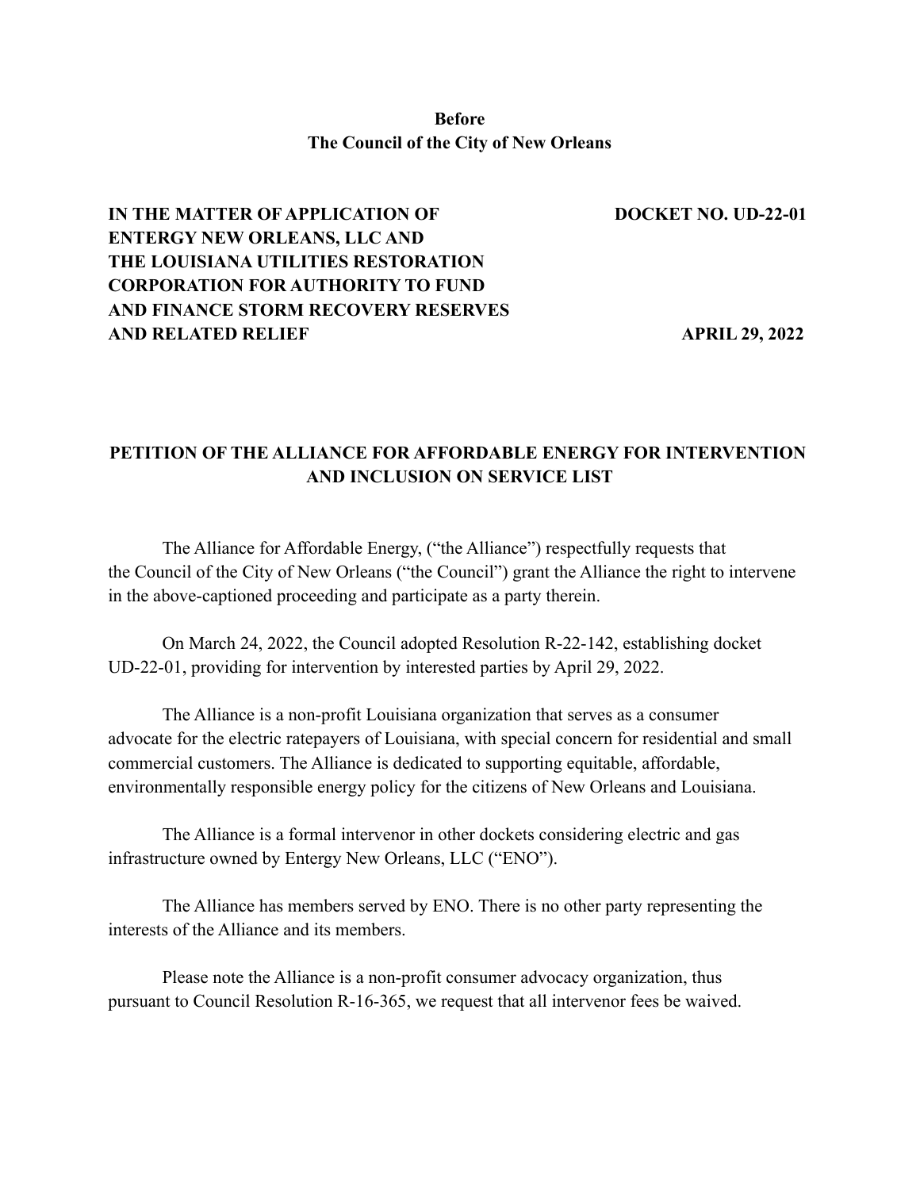**Before**
**The Council of the City of New Orleans**

**IN THE MATTER OF APPLICATION OF ENTERGY NEW ORLEANS, LLC AND THE LOUISIANA UTILITIES RESTORATION CORPORATION FOR AUTHORITY TO FUND AND FINANCE STORM RECOVERY RESERVES AND RELATED RELIEF**

**DOCKET NO. UD-22-01**

**APRIL 29, 2022**

## PETITION OF THE ALLIANCE FOR AFFORDABLE ENERGY FOR INTERVENTION AND INCLUSION ON SERVICE LIST

The Alliance for Affordable Energy, ("the Alliance") respectfully requests that the Council of the City of New Orleans ("the Council") grant the Alliance the right to intervene in the above-captioned proceeding and participate as a party therein.

On March 24, 2022, the Council adopted Resolution R-22-142, establishing docket UD-22-01, providing for intervention by interested parties by April 29, 2022.

The Alliance is a non-profit Louisiana organization that serves as a consumer advocate for the electric ratepayers of Louisiana, with special concern for residential and small commercial customers. The Alliance is dedicated to supporting equitable, affordable, environmentally responsible energy policy for the citizens of New Orleans and Louisiana.

The Alliance is a formal intervenor in other dockets considering electric and gas infrastructure owned by Entergy New Orleans, LLC ("ENO").

The Alliance has members served by ENO. There is no other party representing the interests of the Alliance and its members.

Please note the Alliance is a non-profit consumer advocacy organization, thus pursuant to Council Resolution R-16-365, we request that all intervenor fees be waived.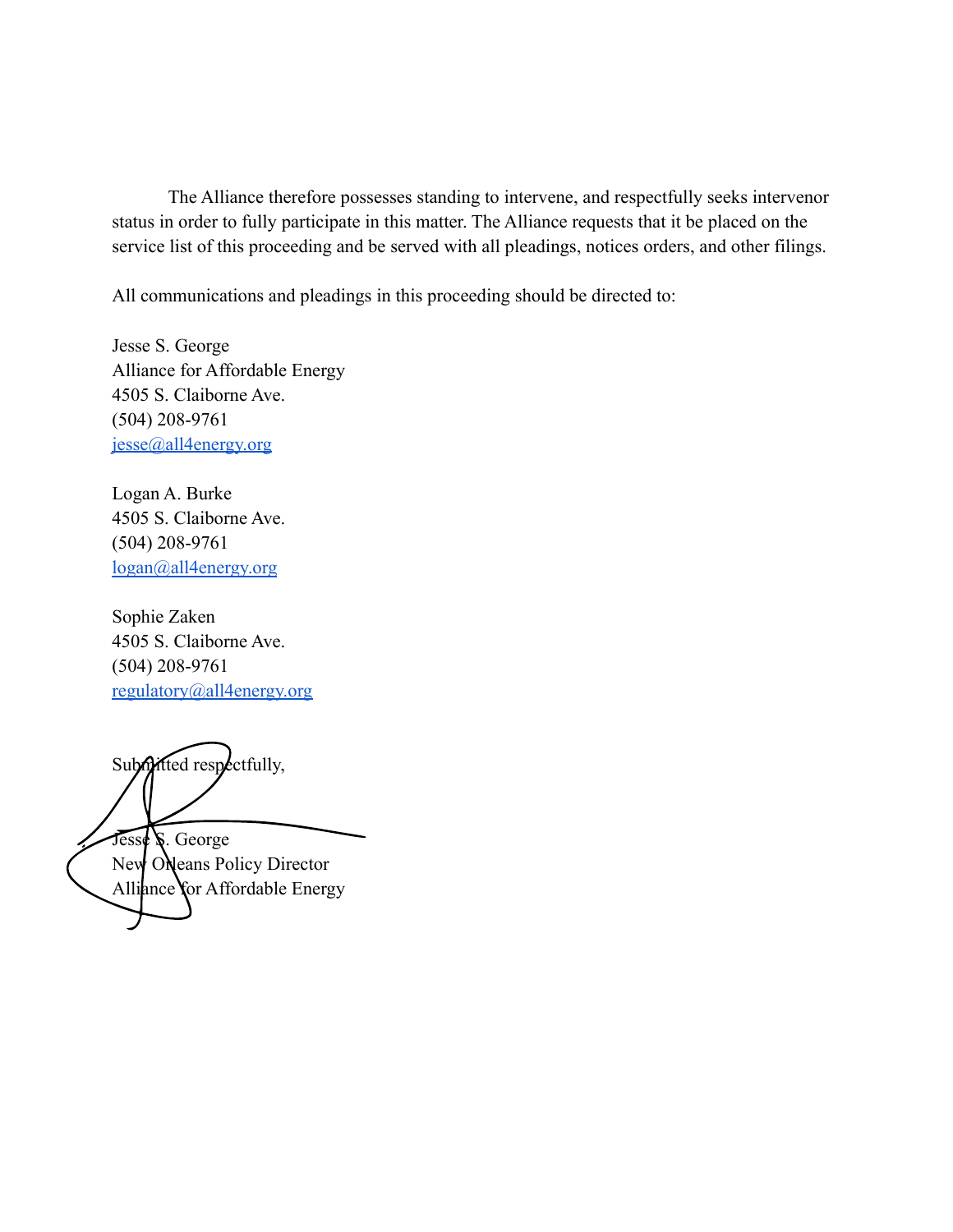The Alliance therefore possesses standing to intervene, and respectfully seeks intervenor status in order to fully participate in this matter. The Alliance requests that it be placed on the service list of this proceeding and be served with all pleadings, notices orders, and other filings.

All communications and pleadings in this proceeding should be directed to:

Jesse S. George
Alliance for Affordable Energy
4505 S. Claiborne Ave.
(504) 208-9761
jesse@all4energy.org

Logan A. Burke
4505 S. Claiborne Ave.
(504) 208-9761
logan@all4energy.org

Sophie Zaken
4505 S. Claiborne Ave.
(504) 208-9761
regulatory@all4energy.org

Submitted respectfully,

Jesse S. George
New Orleans Policy Director
Alliance for Affordable Energy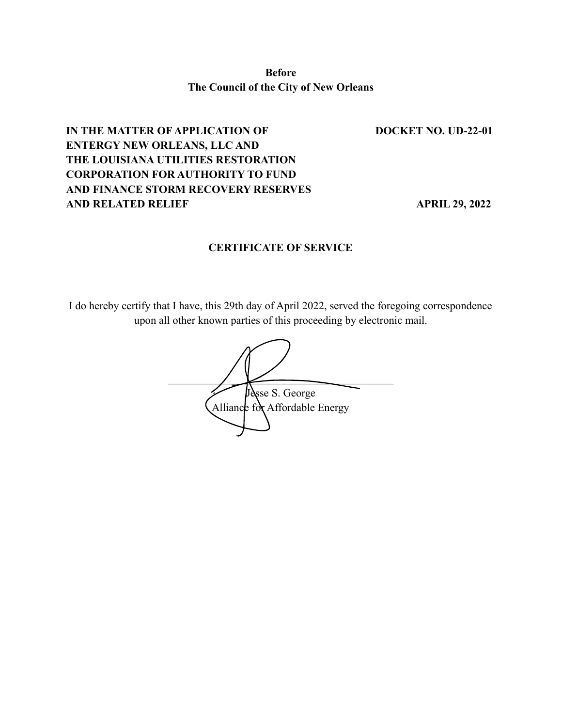**Before**
**The Council of the City of New Orleans**

**IN THE MATTER OF APPLICATION OF ENTERGY NEW ORLEANS, LLC AND THE LOUISIANA UTILITIES RESTORATION CORPORATION FOR AUTHORITY TO FUND AND FINANCE STORM RECOVERY RESERVES AND RELATED RELIEF**

**DOCKET NO. UD-22-01**

**APRIL 29, 2022**

## CERTIFICATE OF SERVICE

I do hereby certify that I have, this 29th day of April 2022, served the foregoing correspondence upon all other known parties of this proceeding by electronic mail.

\_\_\_\_\_\_\_\_\_\_\_\_\_\_\_\_\_\_\_\_\_\_\_\_\_\_\_\_\_\_
Jesse S. George
Alliance for Affordable Energy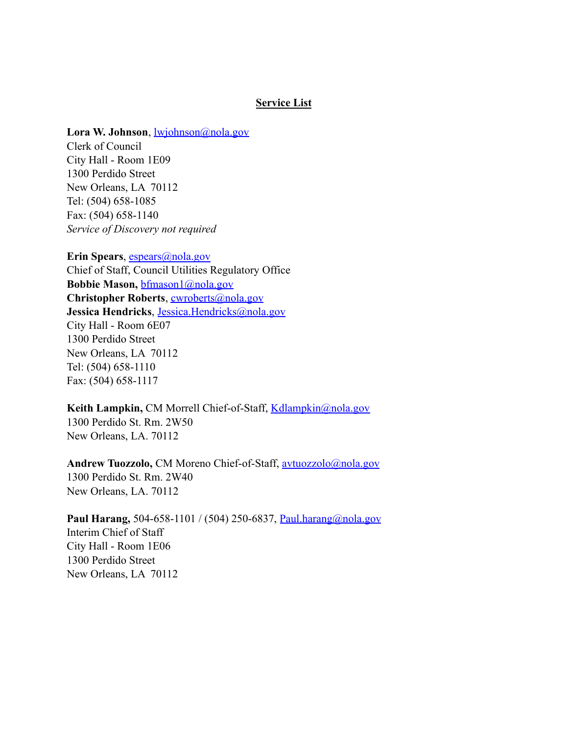## Service List

**Lora W. Johnson**, lwjohnson@nola.gov
Clerk of Council
City Hall - Room 1E09
1300 Perdido Street
New Orleans, LA 70112
Tel: (504) 658-1085
Fax: (504) 658-1140
*Service of Discovery not required*

**Erin Spears**, espears@nola.gov
Chief of Staff, Council Utilities Regulatory Office
**Bobbie Mason,** bfmason1@nola.gov
**Christopher Roberts**, cwroberts@nola.gov
**Jessica Hendricks**, Jessica.Hendricks@nola.gov
City Hall - Room 6E07
1300 Perdido Street
New Orleans, LA 70112
Tel: (504) 658-1110
Fax: (504) 658-1117

**Keith Lampkin,** CM Morrell Chief-of-Staff, Kdlampkin@nola.gov
1300 Perdido St. Rm. 2W50
New Orleans, LA. 70112

**Andrew Tuozzolo,** CM Moreno Chief-of-Staff, avtuozzolo@nola.gov
1300 Perdido St. Rm. 2W40
New Orleans, LA. 70112

**Paul Harang,** 504-658-1101 / (504) 250-6837, Paul.harang@nola.gov
Interim Chief of Staff
City Hall - Room 1E06
1300 Perdido Street
New Orleans, LA 70112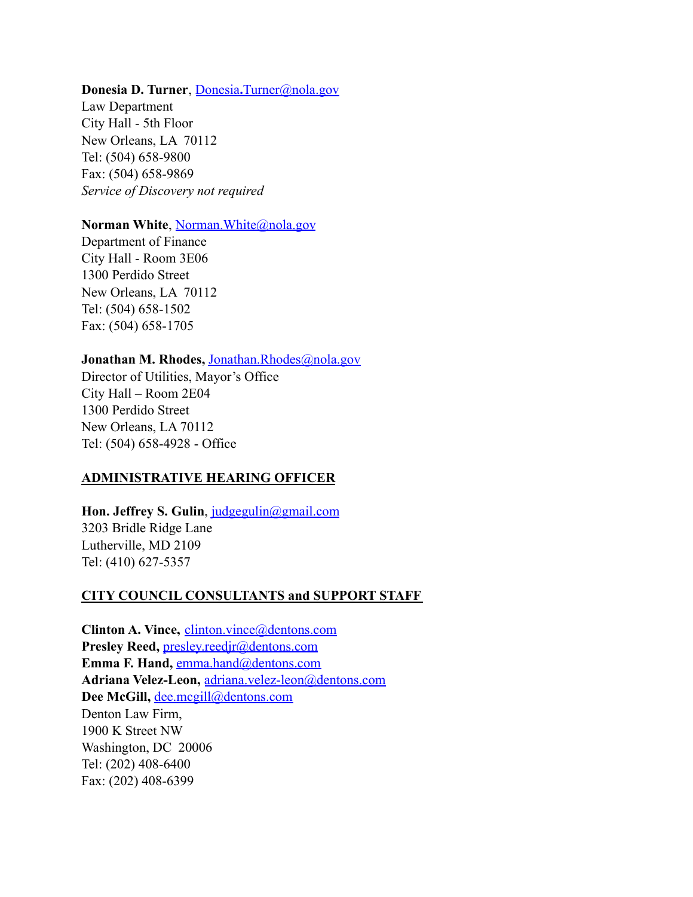**Donesia D. Turner**, Donesia.Turner@nola.gov
Law Department
City Hall - 5th Floor
New Orleans, LA 70112
Tel: (504) 658-9800
Fax: (504) 658-9869
*Service of Discovery not required*

**Norman White**, Norman.White@nola.gov
Department of Finance
City Hall - Room 3E06
1300 Perdido Street
New Orleans, LA 70112
Tel: (504) 658-1502
Fax: (504) 658-1705

**Jonathan M. Rhodes,** Jonathan.Rhodes@nola.gov
Director of Utilities, Mayor's Office
City Hall – Room 2E04
1300 Perdido Street
New Orleans, LA 70112
Tel: (504) 658-4928 - Office

**ADMINISTRATIVE HEARING OFFICER**

**Hon. Jeffrey S. Gulin**, judgegulin@gmail.com
3203 Bridle Ridge Lane
Lutherville, MD 2109
Tel: (410) 627-5357

**CITY COUNCIL CONSULTANTS and SUPPORT STAFF**

**Clinton A. Vince,** clinton.vince@dentons.com
**Presley Reed,** presley.reedjr@dentons.com
**Emma F. Hand,** emma.hand@dentons.com
**Adriana Velez-Leon,** adriana.velez-leon@dentons.com
**Dee McGill,** dee.mcgill@dentons.com
Denton Law Firm,
1900 K Street NW
Washington, DC 20006
Tel: (202) 408-6400
Fax: (202) 408-6399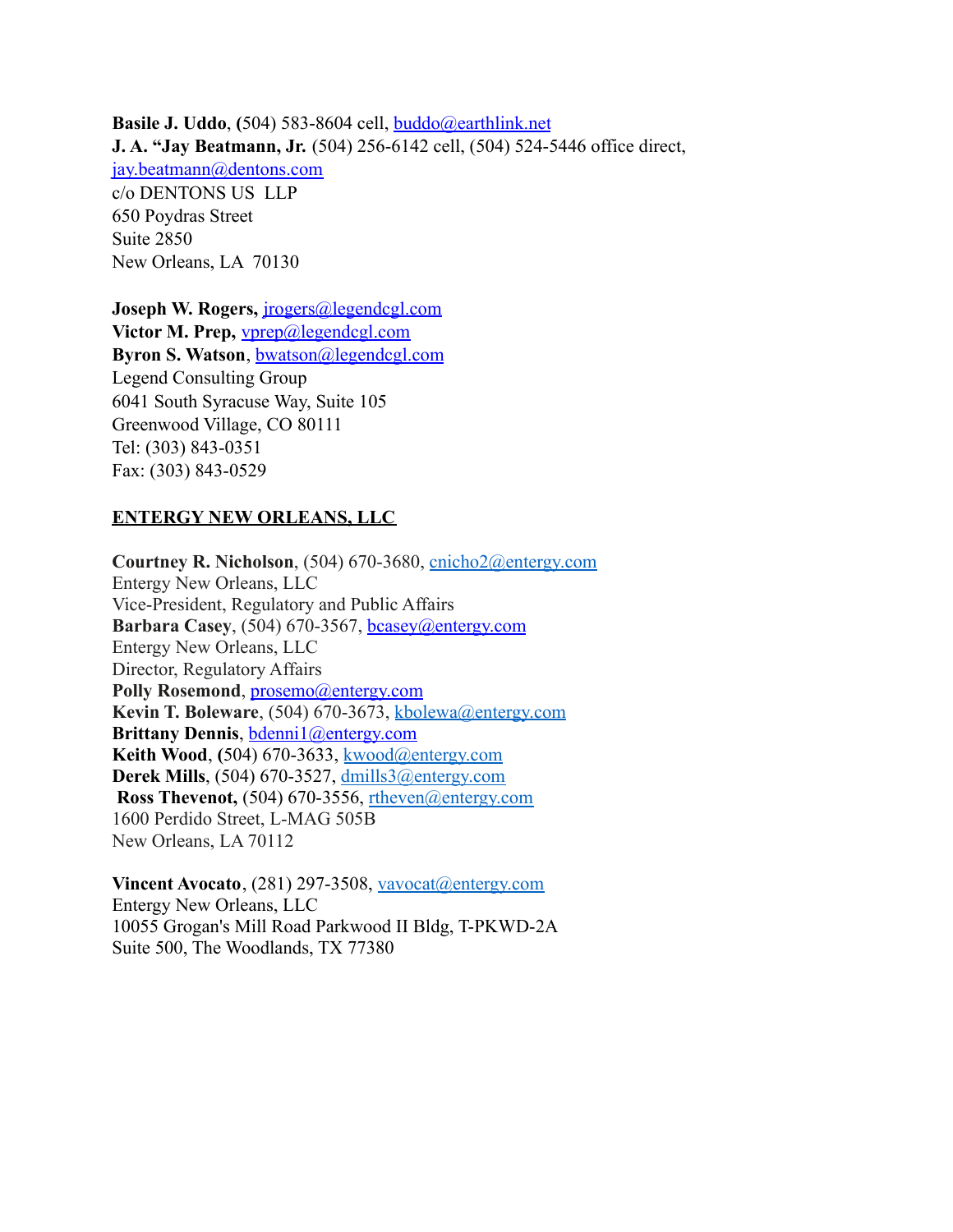**Basile J. Uddo**, (504) 583-8604 cell, buddo@earthlink.net
**J. A. "Jay Beatmann, Jr.** (504) 256-6142 cell, (504) 524-5446 office direct, jay.beatmann@dentons.com
c/o DENTONS US LLP
650 Poydras Street
Suite 2850
New Orleans, LA 70130

**Joseph W. Rogers,** jrogers@legendcgl.com
**Victor M. Prep,** vprep@legendcgl.com
**Byron S. Watson**, bwatson@legendcgl.com
Legend Consulting Group
6041 South Syracuse Way, Suite 105
Greenwood Village, CO 80111
Tel: (303) 843-0351
Fax: (303) 843-0529

**ENTERGY NEW ORLEANS, LLC**

**Courtney R. Nicholson**, (504) 670-3680, cnicho2@entergy.com
Entergy New Orleans, LLC
Vice-President, Regulatory and Public Affairs
**Barbara Casey**, (504) 670-3567, bcasey@entergy.com
Entergy New Orleans, LLC
Director, Regulatory Affairs
**Polly Rosemond**, prosemo@entergy.com
**Kevin T. Boleware**, (504) 670-3673, kbolewa@entergy.com
**Brittany Dennis**, bdenni1@entergy.com
**Keith Wood**, (504) 670-3633, kwood@entergy.com
**Derek Mills**, (504) 670-3527, dmills3@entergy.com
**Ross Thevenot,** (504) 670-3556, rtheven@entergy.com
1600 Perdido Street, L-MAG 505B
New Orleans, LA 70112

**Vincent Avocato**, (281) 297-3508, vavocat@entergy.com
Entergy New Orleans, LLC
10055 Grogan's Mill Road Parkwood II Bldg, T-PKWD-2A
Suite 500, The Woodlands, TX 77380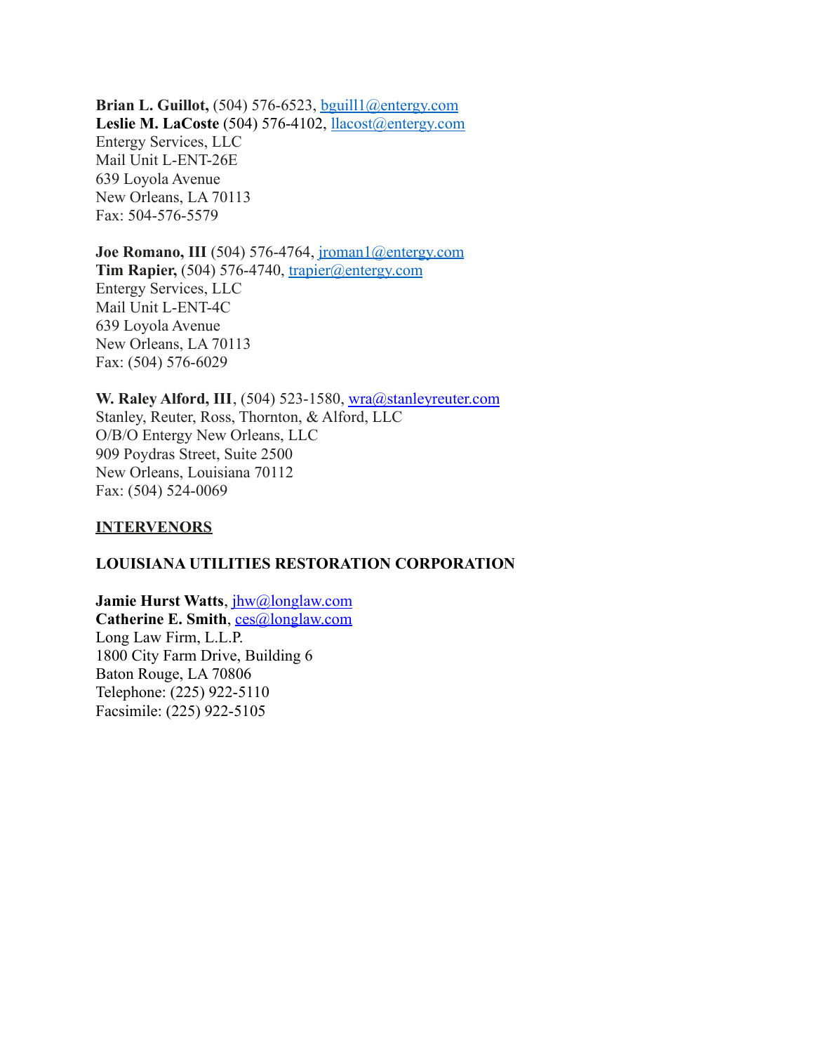**Brian L. Guillot,** (504) 576-6523, bguill1@entergy.com
**Leslie M. LaCoste** (504) 576-4102, llacost@entergy.com
Entergy Services, LLC
Mail Unit L-ENT-26E
639 Loyola Avenue
New Orleans, LA 70113
Fax: 504-576-5579

**Joe Romano, III** (504) 576-4764, jroman1@entergy.com
**Tim Rapier,** (504) 576-4740, trapier@entergy.com
Entergy Services, LLC
Mail Unit L-ENT-4C
639 Loyola Avenue
New Orleans, LA 70113
Fax: (504) 576-6029

**W. Raley Alford, III**, (504) 523-1580, wra@stanleyreuter.com
Stanley, Reuter, Ross, Thornton, & Alford, LLC
O/B/O Entergy New Orleans, LLC
909 Poydras Street, Suite 2500
New Orleans, Louisiana 70112
Fax: (504) 524-0069

**INTERVENORS**

**LOUISIANA UTILITIES RESTORATION CORPORATION**

**Jamie Hurst Watts**, jhw@longlaw.com
**Catherine E. Smith**, ces@longlaw.com
Long Law Firm, L.L.P.
1800 City Farm Drive, Building 6
Baton Rouge, LA 70806
Telephone: (225) 922-5110
Facsimile: (225) 922-5105